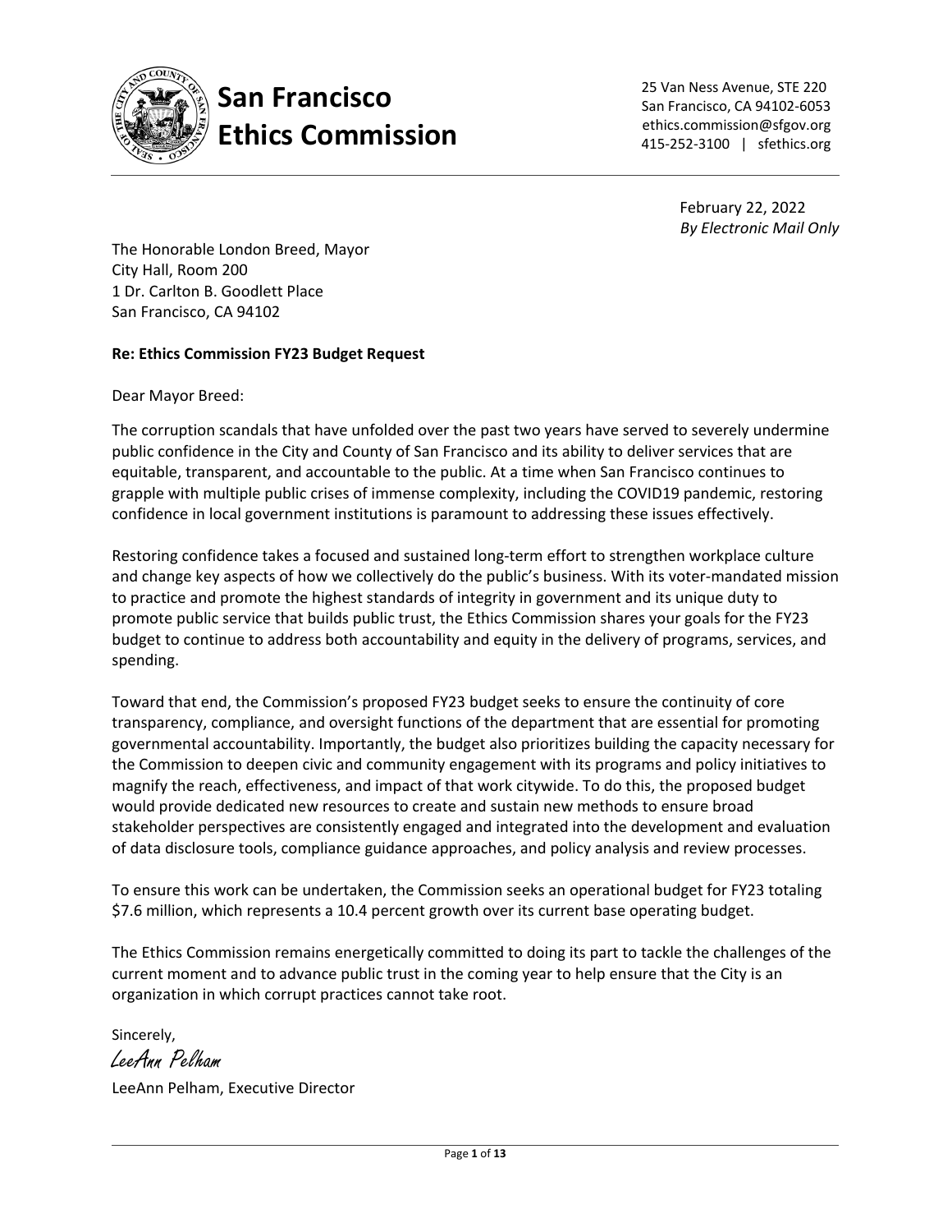# San Francisco Ethics Commission

25 Van Ness Avenue, STE 220
San Francisco, CA 94102-6053
ethics.commission@sfgov.org
415-252-3100 | sfethics.org

February 22, 2022
*By Electronic Mail Only*

The Honorable London Breed, Mayor
City Hall, Room 200
1 Dr. Carlton B. Goodlett Place
San Francisco, CA 94102

**Re: Ethics Commission FY23 Budget Request**

Dear Mayor Breed:

The corruption scandals that have unfolded over the past two years have served to severely undermine public confidence in the City and County of San Francisco and its ability to deliver services that are equitable, transparent, and accountable to the public. At a time when San Francisco continues to grapple with multiple public crises of immense complexity, including the COVID19 pandemic, restoring confidence in local government institutions is paramount to addressing these issues effectively.

Restoring confidence takes a focused and sustained long-term effort to strengthen workplace culture and change key aspects of how we collectively do the public's business. With its voter-mandated mission to practice and promote the highest standards of integrity in government and its unique duty to promote public service that builds public trust, the Ethics Commission shares your goals for the FY23 budget to continue to address both accountability and equity in the delivery of programs, services, and spending.

Toward that end, the Commission's proposed FY23 budget seeks to ensure the continuity of core transparency, compliance, and oversight functions of the department that are essential for promoting governmental accountability. Importantly, the budget also prioritizes building the capacity necessary for the Commission to deepen civic and community engagement with its programs and policy initiatives to magnify the reach, effectiveness, and impact of that work citywide. To do this, the proposed budget would provide dedicated new resources to create and sustain new methods to ensure broad stakeholder perspectives are consistently engaged and integrated into the development and evaluation of data disclosure tools, compliance guidance approaches, and policy analysis and review processes.

To ensure this work can be undertaken, the Commission seeks an operational budget for FY23 totaling $7.6 million, which represents a 10.4 percent growth over its current base operating budget.

The Ethics Commission remains energetically committed to doing its part to tackle the challenges of the current moment and to advance public trust in the coming year to help ensure that the City is an organization in which corrupt practices cannot take root.

Sincerely,

*LeeAnn Pelham*

LeeAnn Pelham, Executive Director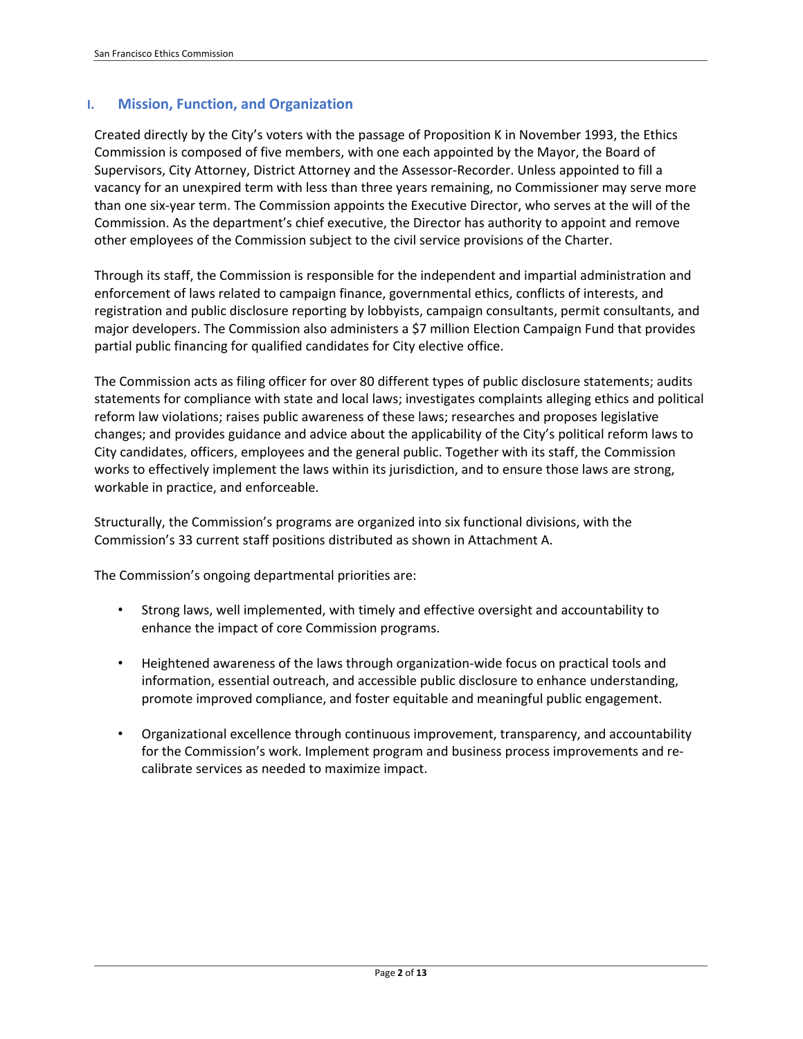## I. Mission, Function, and Organization

Created directly by the City's voters with the passage of Proposition K in November 1993, the Ethics Commission is composed of five members, with one each appointed by the Mayor, the Board of Supervisors, City Attorney, District Attorney and the Assessor-Recorder. Unless appointed to fill a vacancy for an unexpired term with less than three years remaining, no Commissioner may serve more than one six-year term. The Commission appoints the Executive Director, who serves at the will of the Commission. As the department's chief executive, the Director has authority to appoint and remove other employees of the Commission subject to the civil service provisions of the Charter.

Through its staff, the Commission is responsible for the independent and impartial administration and enforcement of laws related to campaign finance, governmental ethics, conflicts of interests, and registration and public disclosure reporting by lobbyists, campaign consultants, permit consultants, and major developers. The Commission also administers a $7 million Election Campaign Fund that provides partial public financing for qualified candidates for City elective office.

The Commission acts as filing officer for over 80 different types of public disclosure statements; audits statements for compliance with state and local laws; investigates complaints alleging ethics and political reform law violations; raises public awareness of these laws; researches and proposes legislative changes; and provides guidance and advice about the applicability of the City's political reform laws to City candidates, officers, employees and the general public. Together with its staff, the Commission works to effectively implement the laws within its jurisdiction, and to ensure those laws are strong, workable in practice, and enforceable.

Structurally, the Commission's programs are organized into six functional divisions, with the Commission's 33 current staff positions distributed as shown in Attachment A.

The Commission's ongoing departmental priorities are:

- Strong laws, well implemented, with timely and effective oversight and accountability to enhance the impact of core Commission programs.
- Heightened awareness of the laws through organization-wide focus on practical tools and information, essential outreach, and accessible public disclosure to enhance understanding, promote improved compliance, and foster equitable and meaningful public engagement.
- Organizational excellence through continuous improvement, transparency, and accountability for the Commission's work. Implement program and business process improvements and re-calibrate services as needed to maximize impact.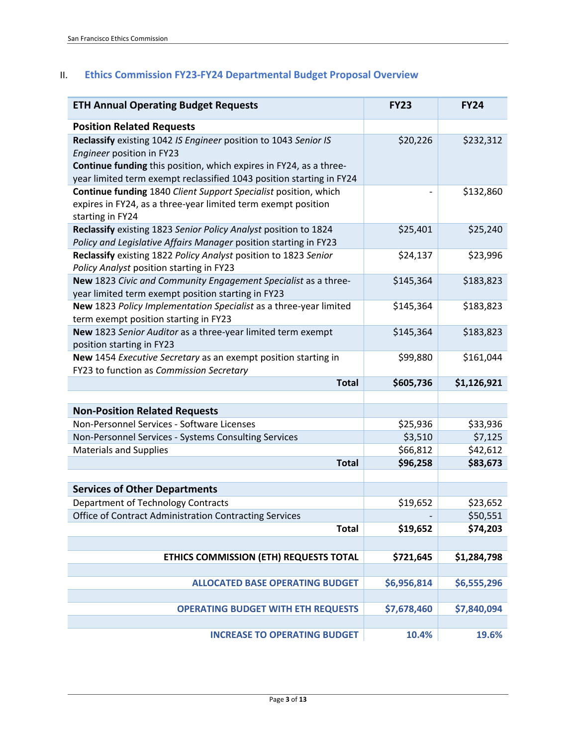## II. Ethics Commission FY23-FY24 Departmental Budget Proposal Overview

| ETH Annual Operating Budget Requests | FY23 | FY24 |
|---|---|---|
| **Position Related Requests** | | |
| **Reclassify** existing 1042 *IS Engineer* position to 1043 *Senior IS Engineer* position in FY23 **Continue funding** this position, which expires in FY24, as a three-year limited term exempt reclassified 1043 position starting in FY24 | $20,226 | $232,312 |
| **Continue funding** 1840 *Client Support Specialist* position, which expires in FY24, as a three-year limited term exempt position starting in FY24 | - | $132,860 |
| **Reclassify** existing 1823 *Senior Policy Analyst* position to 1824 *Policy and Legislative Affairs Manager* position starting in FY23 | $25,401 | $25,240 |
| **Reclassify** existing 1822 *Policy Analyst* position to 1823 *Senior Policy Analyst* position starting in FY23 | $24,137 | $23,996 |
| **New** 1823 *Civic and Community Engagement Specialist* as a three-year limited term exempt position starting in FY23 | $145,364 | $183,823 |
| **New** 1823 *Policy Implementation Specialist* as a three-year limited term exempt position starting in FY23 | $145,364 | $183,823 |
| **New** 1823 *Senior Auditor* as a three-year limited term exempt position starting in FY23 | $145,364 | $183,823 |
| **New** 1454 *Executive Secretary* as an exempt position starting in FY23 to function as *Commission Secretary* | $99,880 | $161,044 |
| **Total** | **$605,736** | **$1,126,921** |
| | | |
| **Non-Position Related Requests** | | |
| Non-Personnel Services - Software Licenses | $25,936 | $33,936 |
| Non-Personnel Services - Systems Consulting Services | $3,510 | $7,125 |
| Materials and Supplies | $66,812 | $42,612 |
| **Total** | **$96,258** | **$83,673** |
| | | |
| **Services of Other Departments** | | |
| Department of Technology Contracts | $19,652 | $23,652 |
| Office of Contract Administration Contracting Services | - | $50,551 |
| **Total** | **$19,652** | **$74,203** |
| | | |
| **ETHICS COMMISSION (ETH) REQUESTS TOTAL** | **$721,645** | **$1,284,798** |
| | | |
| **ALLOCATED BASE OPERATING BUDGET** | **$6,956,814** | **$6,555,296** |
| | | |
| **OPERATING BUDGET WITH ETH REQUESTS** | **$7,678,460** | **$7,840,094** |
| | | |
| **INCREASE TO OPERATING BUDGET** | **10.4%** | **19.6%** |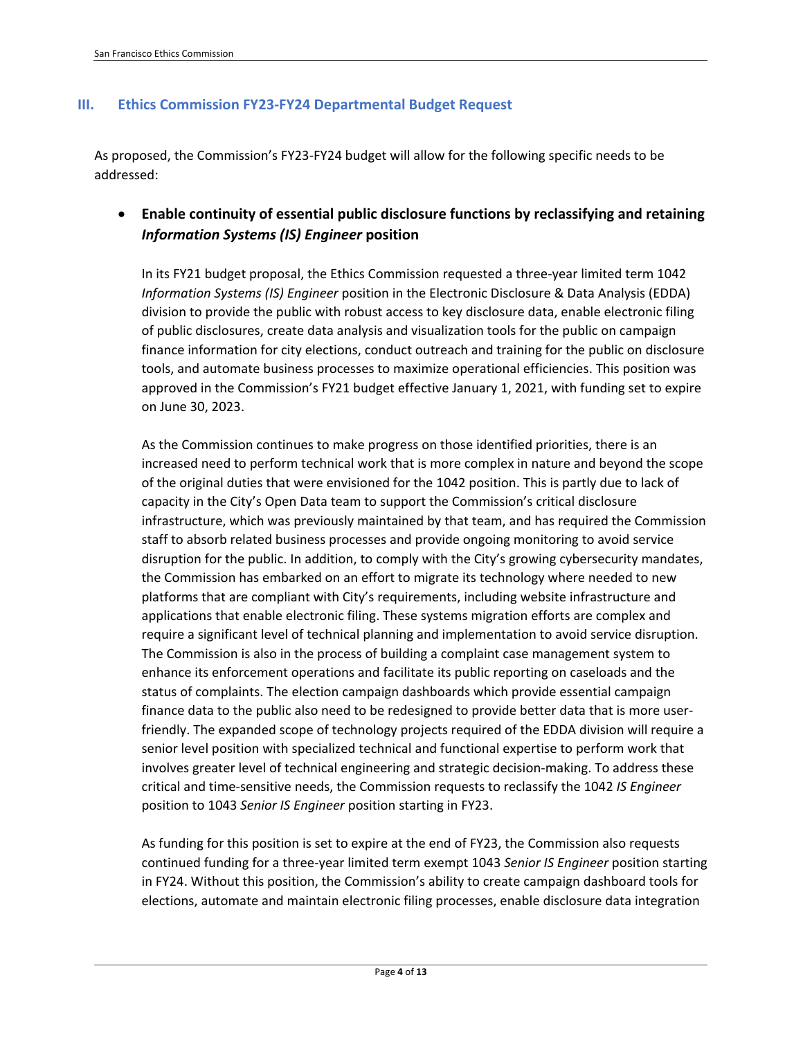## III. Ethics Commission FY23-FY24 Departmental Budget Request

As proposed, the Commission's FY23-FY24 budget will allow for the following specific needs to be addressed:

- **Enable continuity of essential public disclosure functions by reclassifying and retaining *Information Systems (IS) Engineer* position**

  In its FY21 budget proposal, the Ethics Commission requested a three-year limited term 1042 *Information Systems (IS) Engineer* position in the Electronic Disclosure & Data Analysis (EDDA) division to provide the public with robust access to key disclosure data, enable electronic filing of public disclosures, create data analysis and visualization tools for the public on campaign finance information for city elections, conduct outreach and training for the public on disclosure tools, and automate business processes to maximize operational efficiencies. This position was approved in the Commission's FY21 budget effective January 1, 2021, with funding set to expire on June 30, 2023.

  As the Commission continues to make progress on those identified priorities, there is an increased need to perform technical work that is more complex in nature and beyond the scope of the original duties that were envisioned for the 1042 position. This is partly due to lack of capacity in the City's Open Data team to support the Commission's critical disclosure infrastructure, which was previously maintained by that team, and has required the Commission staff to absorb related business processes and provide ongoing monitoring to avoid service disruption for the public. In addition, to comply with the City's growing cybersecurity mandates, the Commission has embarked on an effort to migrate its technology where needed to new platforms that are compliant with City's requirements, including website infrastructure and applications that enable electronic filing. These systems migration efforts are complex and require a significant level of technical planning and implementation to avoid service disruption. The Commission is also in the process of building a complaint case management system to enhance its enforcement operations and facilitate its public reporting on caseloads and the status of complaints. The election campaign dashboards which provide essential campaign finance data to the public also need to be redesigned to provide better data that is more user-friendly. The expanded scope of technology projects required of the EDDA division will require a senior level position with specialized technical and functional expertise to perform work that involves greater level of technical engineering and strategic decision-making. To address these critical and time-sensitive needs, the Commission requests to reclassify the 1042 *IS Engineer* position to 1043 *Senior IS Engineer* position starting in FY23.

  As funding for this position is set to expire at the end of FY23, the Commission also requests continued funding for a three-year limited term exempt 1043 *Senior IS Engineer* position starting in FY24. Without this position, the Commission's ability to create campaign dashboard tools for elections, automate and maintain electronic filing processes, enable disclosure data integration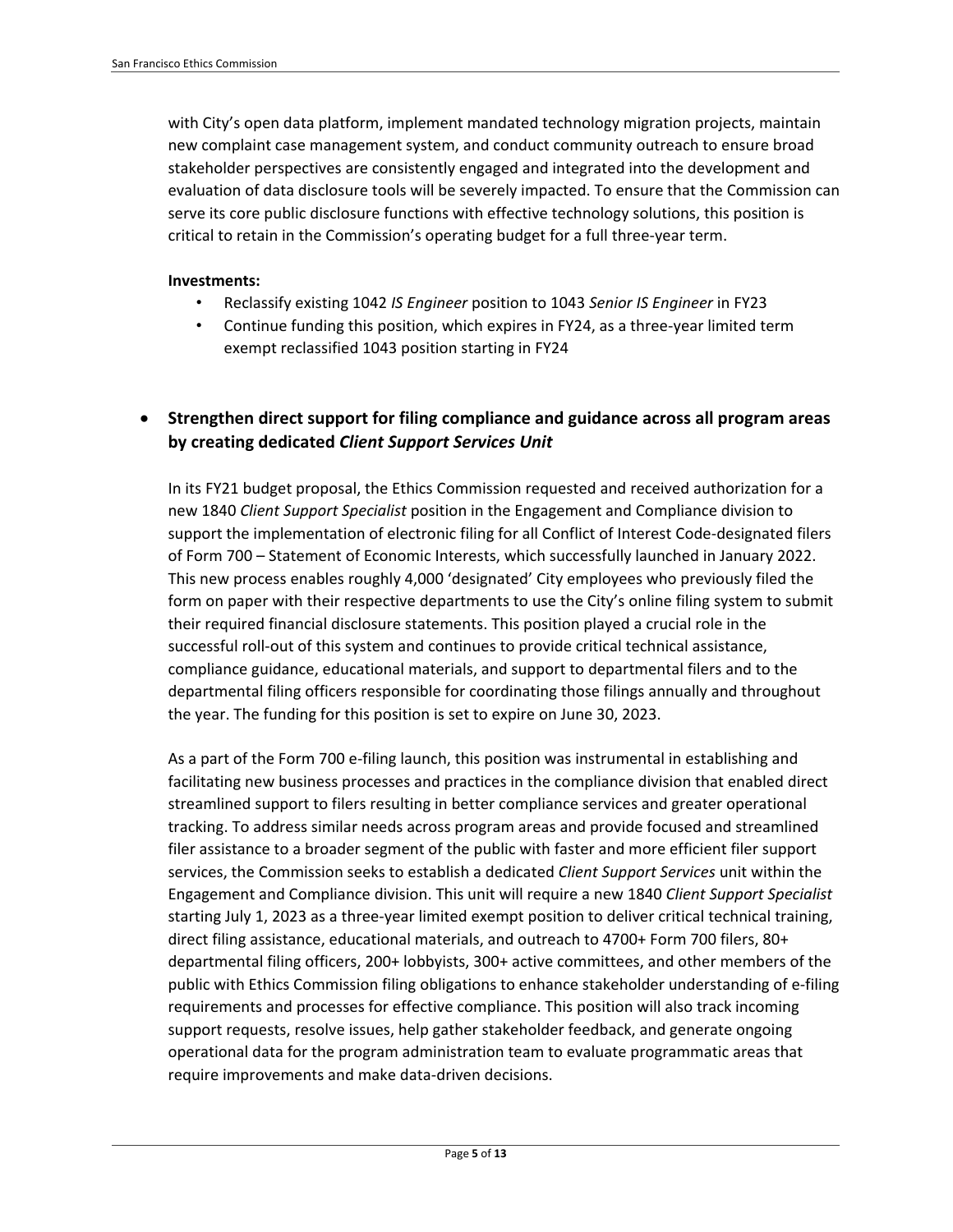with City's open data platform, implement mandated technology migration projects, maintain new complaint case management system, and conduct community outreach to ensure broad stakeholder perspectives are consistently engaged and integrated into the development and evaluation of data disclosure tools will be severely impacted. To ensure that the Commission can serve its core public disclosure functions with effective technology solutions, this position is critical to retain in the Commission's operating budget for a full three-year term.

**Investments:**

- Reclassify existing 1042 *IS Engineer* position to 1043 *Senior IS Engineer* in FY23
- Continue funding this position, which expires in FY24, as a three-year limited term exempt reclassified 1043 position starting in FY24

- **Strengthen direct support for filing compliance and guidance across all program areas by creating dedicated *Client Support Services Unit***

In its FY21 budget proposal, the Ethics Commission requested and received authorization for a new 1840 *Client Support Specialist* position in the Engagement and Compliance division to support the implementation of electronic filing for all Conflict of Interest Code-designated filers of Form 700 – Statement of Economic Interests, which successfully launched in January 2022. This new process enables roughly 4,000 'designated' City employees who previously filed the form on paper with their respective departments to use the City's online filing system to submit their required financial disclosure statements. This position played a crucial role in the successful roll-out of this system and continues to provide critical technical assistance, compliance guidance, educational materials, and support to departmental filers and to the departmental filing officers responsible for coordinating those filings annually and throughout the year. The funding for this position is set to expire on June 30, 2023.

As a part of the Form 700 e-filing launch, this position was instrumental in establishing and facilitating new business processes and practices in the compliance division that enabled direct streamlined support to filers resulting in better compliance services and greater operational tracking. To address similar needs across program areas and provide focused and streamlined filer assistance to a broader segment of the public with faster and more efficient filer support services, the Commission seeks to establish a dedicated *Client Support Services* unit within the Engagement and Compliance division. This unit will require a new 1840 *Client Support Specialist* starting July 1, 2023 as a three-year limited exempt position to deliver critical technical training, direct filing assistance, educational materials, and outreach to 4700+ Form 700 filers, 80+ departmental filing officers, 200+ lobbyists, 300+ active committees, and other members of the public with Ethics Commission filing obligations to enhance stakeholder understanding of e-filing requirements and processes for effective compliance. This position will also track incoming support requests, resolve issues, help gather stakeholder feedback, and generate ongoing operational data for the program administration team to evaluate programmatic areas that require improvements and make data-driven decisions.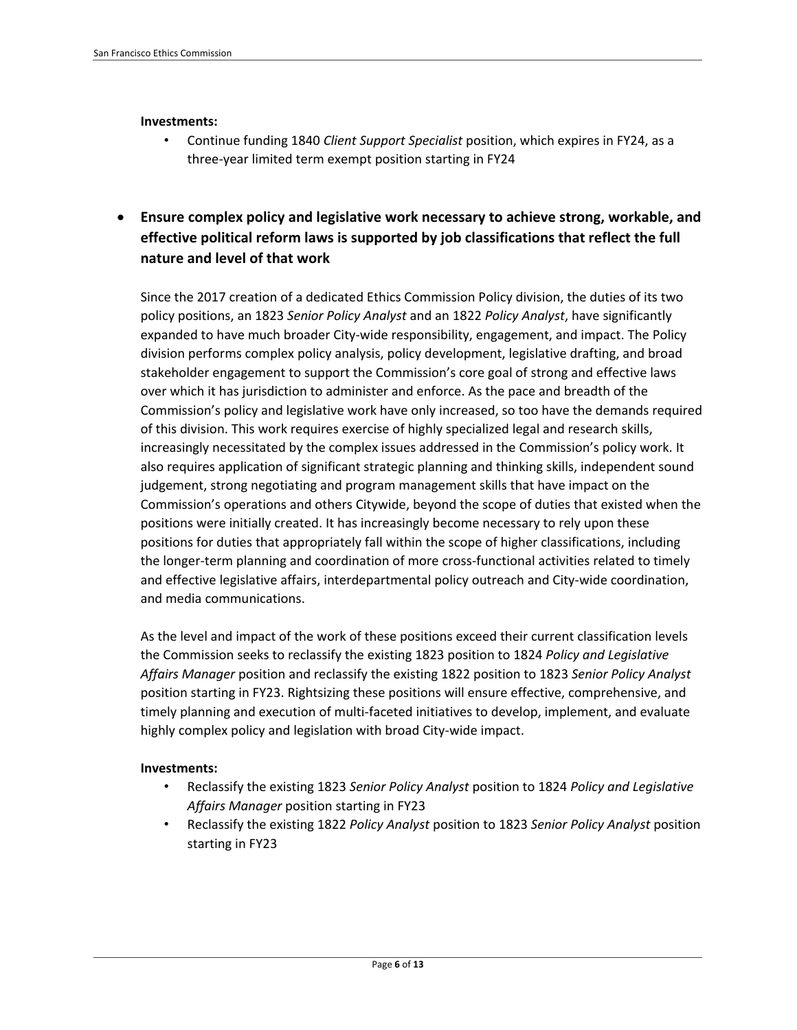**Investments:**

- Continue funding 1840 *Client Support Specialist* position, which expires in FY24, as a three-year limited term exempt position starting in FY24

- **Ensure complex policy and legislative work necessary to achieve strong, workable, and effective political reform laws is supported by job classifications that reflect the full nature and level of that work**

Since the 2017 creation of a dedicated Ethics Commission Policy division, the duties of its two policy positions, an 1823 *Senior Policy Analyst* and an 1822 *Policy Analyst*, have significantly expanded to have much broader City-wide responsibility, engagement, and impact. The Policy division performs complex policy analysis, policy development, legislative drafting, and broad stakeholder engagement to support the Commission's core goal of strong and effective laws over which it has jurisdiction to administer and enforce. As the pace and breadth of the Commission's policy and legislative work have only increased, so too have the demands required of this division. This work requires exercise of highly specialized legal and research skills, increasingly necessitated by the complex issues addressed in the Commission's policy work. It also requires application of significant strategic planning and thinking skills, independent sound judgement, strong negotiating and program management skills that have impact on the Commission's operations and others Citywide, beyond the scope of duties that existed when the positions were initially created. It has increasingly become necessary to rely upon these positions for duties that appropriately fall within the scope of higher classifications, including the longer-term planning and coordination of more cross-functional activities related to timely and effective legislative affairs, interdepartmental policy outreach and City-wide coordination, and media communications.

As the level and impact of the work of these positions exceed their current classification levels the Commission seeks to reclassify the existing 1823 position to 1824 *Policy and Legislative Affairs Manager* position and reclassify the existing 1822 position to 1823 *Senior Policy Analyst* position starting in FY23. Rightsizing these positions will ensure effective, comprehensive, and timely planning and execution of multi-faceted initiatives to develop, implement, and evaluate highly complex policy and legislation with broad City-wide impact.

**Investments:**

- Reclassify the existing 1823 *Senior Policy Analyst* position to 1824 *Policy and Legislative Affairs Manager* position starting in FY23
- Reclassify the existing 1822 *Policy Analyst* position to 1823 *Senior Policy Analyst* position starting in FY23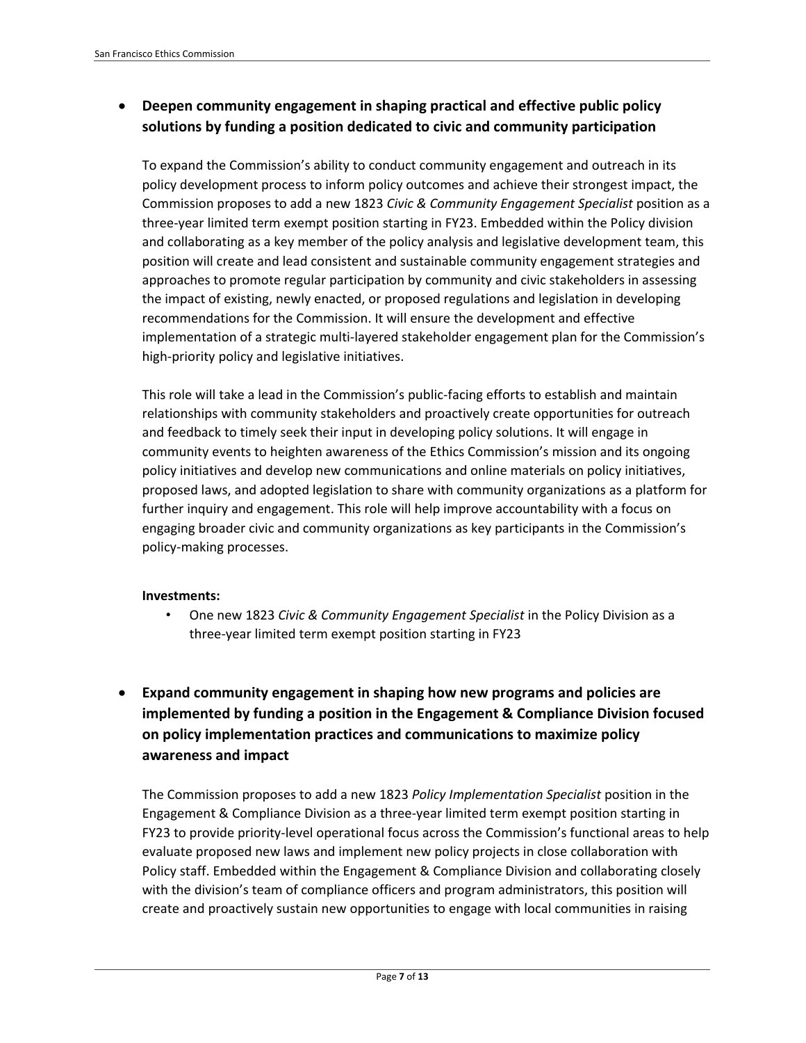- **Deepen community engagement in shaping practical and effective public policy solutions by funding a position dedicated to civic and community participation**

  To expand the Commission's ability to conduct community engagement and outreach in its policy development process to inform policy outcomes and achieve their strongest impact, the Commission proposes to add a new 1823 *Civic & Community Engagement Specialist* position as a three-year limited term exempt position starting in FY23. Embedded within the Policy division and collaborating as a key member of the policy analysis and legislative development team, this position will create and lead consistent and sustainable community engagement strategies and approaches to promote regular participation by community and civic stakeholders in assessing the impact of existing, newly enacted, or proposed regulations and legislation in developing recommendations for the Commission. It will ensure the development and effective implementation of a strategic multi-layered stakeholder engagement plan for the Commission's high-priority policy and legislative initiatives.

  This role will take a lead in the Commission's public-facing efforts to establish and maintain relationships with community stakeholders and proactively create opportunities for outreach and feedback to timely seek their input in developing policy solutions. It will engage in community events to heighten awareness of the Ethics Commission's mission and its ongoing policy initiatives and develop new communications and online materials on policy initiatives, proposed laws, and adopted legislation to share with community organizations as a platform for further inquiry and engagement. This role will help improve accountability with a focus on engaging broader civic and community organizations as key participants in the Commission's policy-making processes.

  **Investments:**

  - One new 1823 *Civic & Community Engagement Specialist* in the Policy Division as a three-year limited term exempt position starting in FY23

- **Expand community engagement in shaping how new programs and policies are implemented by funding a position in the Engagement & Compliance Division focused on policy implementation practices and communications to maximize policy awareness and impact**

  The Commission proposes to add a new 1823 *Policy Implementation Specialist* position in the Engagement & Compliance Division as a three-year limited term exempt position starting in FY23 to provide priority-level operational focus across the Commission's functional areas to help evaluate proposed new laws and implement new policy projects in close collaboration with Policy staff. Embedded within the Engagement & Compliance Division and collaborating closely with the division's team of compliance officers and program administrators, this position will create and proactively sustain new opportunities to engage with local communities in raising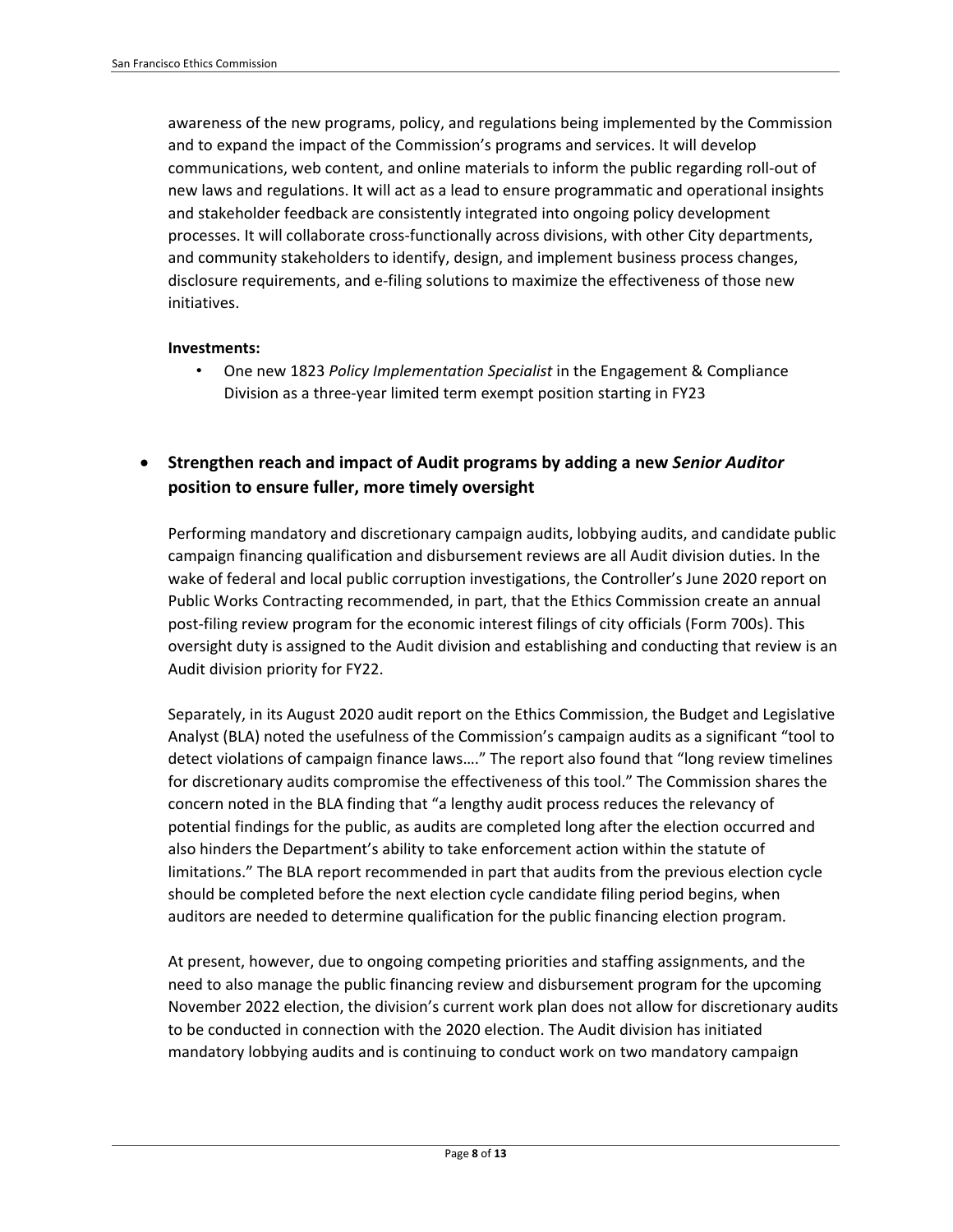awareness of the new programs, policy, and regulations being implemented by the Commission and to expand the impact of the Commission's programs and services. It will develop communications, web content, and online materials to inform the public regarding roll-out of new laws and regulations. It will act as a lead to ensure programmatic and operational insights and stakeholder feedback are consistently integrated into ongoing policy development processes. It will collaborate cross-functionally across divisions, with other City departments, and community stakeholders to identify, design, and implement business process changes, disclosure requirements, and e-filing solutions to maximize the effectiveness of those new initiatives.

**Investments:**

- One new 1823 *Policy Implementation Specialist* in the Engagement & Compliance Division as a three-year limited term exempt position starting in FY23

- **Strengthen reach and impact of Audit programs by adding a new *Senior Auditor* position to ensure fuller, more timely oversight**

  Performing mandatory and discretionary campaign audits, lobbying audits, and candidate public campaign financing qualification and disbursement reviews are all Audit division duties. In the wake of federal and local public corruption investigations, the Controller's June 2020 report on Public Works Contracting recommended, in part, that the Ethics Commission create an annual post-filing review program for the economic interest filings of city officials (Form 700s). This oversight duty is assigned to the Audit division and establishing and conducting that review is an Audit division priority for FY22.

  Separately, in its August 2020 audit report on the Ethics Commission, the Budget and Legislative Analyst (BLA) noted the usefulness of the Commission's campaign audits as a significant "tool to detect violations of campaign finance laws…." The report also found that "long review timelines for discretionary audits compromise the effectiveness of this tool." The Commission shares the concern noted in the BLA finding that "a lengthy audit process reduces the relevancy of potential findings for the public, as audits are completed long after the election occurred and also hinders the Department's ability to take enforcement action within the statute of limitations." The BLA report recommended in part that audits from the previous election cycle should be completed before the next election cycle candidate filing period begins, when auditors are needed to determine qualification for the public financing election program.

  At present, however, due to ongoing competing priorities and staffing assignments, and the need to also manage the public financing review and disbursement program for the upcoming November 2022 election, the division's current work plan does not allow for discretionary audits to be conducted in connection with the 2020 election. The Audit division has initiated mandatory lobbying audits and is continuing to conduct work on two mandatory campaign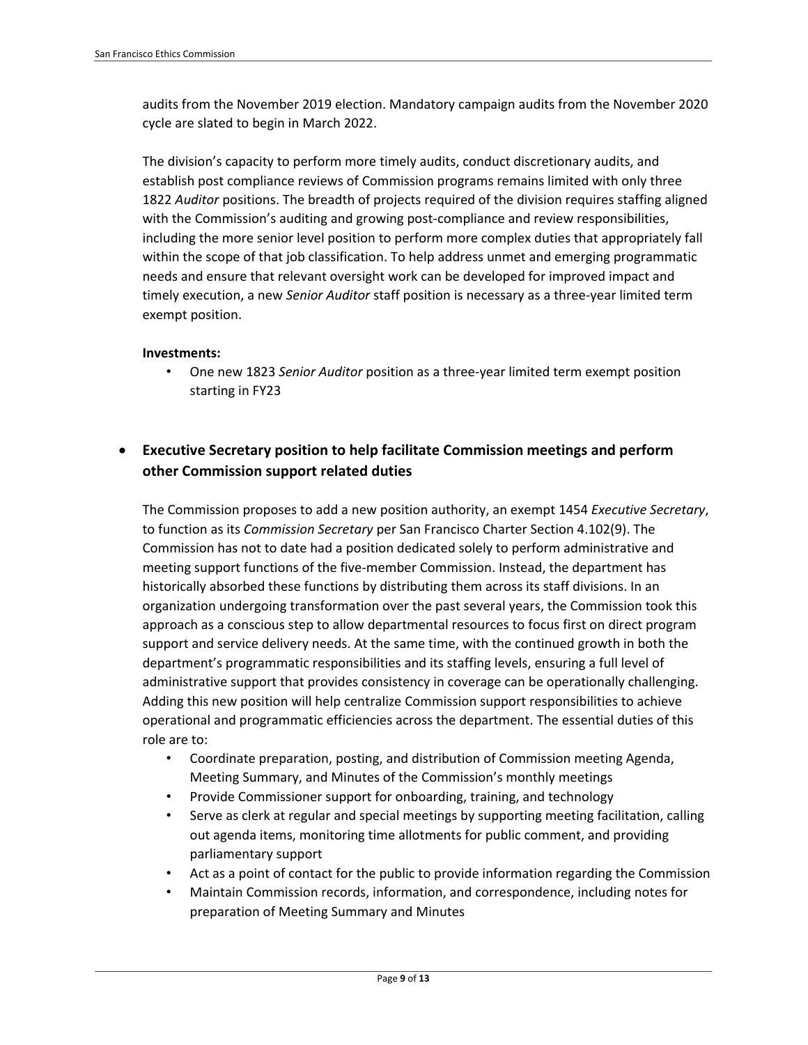audits from the November 2019 election. Mandatory campaign audits from the November 2020 cycle are slated to begin in March 2022.

The division's capacity to perform more timely audits, conduct discretionary audits, and establish post compliance reviews of Commission programs remains limited with only three 1822 *Auditor* positions. The breadth of projects required of the division requires staffing aligned with the Commission's auditing and growing post-compliance and review responsibilities, including the more senior level position to perform more complex duties that appropriately fall within the scope of that job classification. To help address unmet and emerging programmatic needs and ensure that relevant oversight work can be developed for improved impact and timely execution, a new *Senior Auditor* staff position is necessary as a three-year limited term exempt position.

**Investments:**

- One new 1823 *Senior Auditor* position as a three-year limited term exempt position starting in FY23

- **Executive Secretary position to help facilitate Commission meetings and perform other Commission support related duties**

  The Commission proposes to add a new position authority, an exempt 1454 *Executive Secretary*, to function as its *Commission Secretary* per San Francisco Charter Section 4.102(9). The Commission has not to date had a position dedicated solely to perform administrative and meeting support functions of the five-member Commission. Instead, the department has historically absorbed these functions by distributing them across its staff divisions. In an organization undergoing transformation over the past several years, the Commission took this approach as a conscious step to allow departmental resources to focus first on direct program support and service delivery needs. At the same time, with the continued growth in both the department's programmatic responsibilities and its staffing levels, ensuring a full level of administrative support that provides consistency in coverage can be operationally challenging. Adding this new position will help centralize Commission support responsibilities to achieve operational and programmatic efficiencies across the department. The essential duties of this role are to:

  - Coordinate preparation, posting, and distribution of Commission meeting Agenda, Meeting Summary, and Minutes of the Commission's monthly meetings
  - Provide Commissioner support for onboarding, training, and technology
  - Serve as clerk at regular and special meetings by supporting meeting facilitation, calling out agenda items, monitoring time allotments for public comment, and providing parliamentary support
  - Act as a point of contact for the public to provide information regarding the Commission
  - Maintain Commission records, information, and correspondence, including notes for preparation of Meeting Summary and Minutes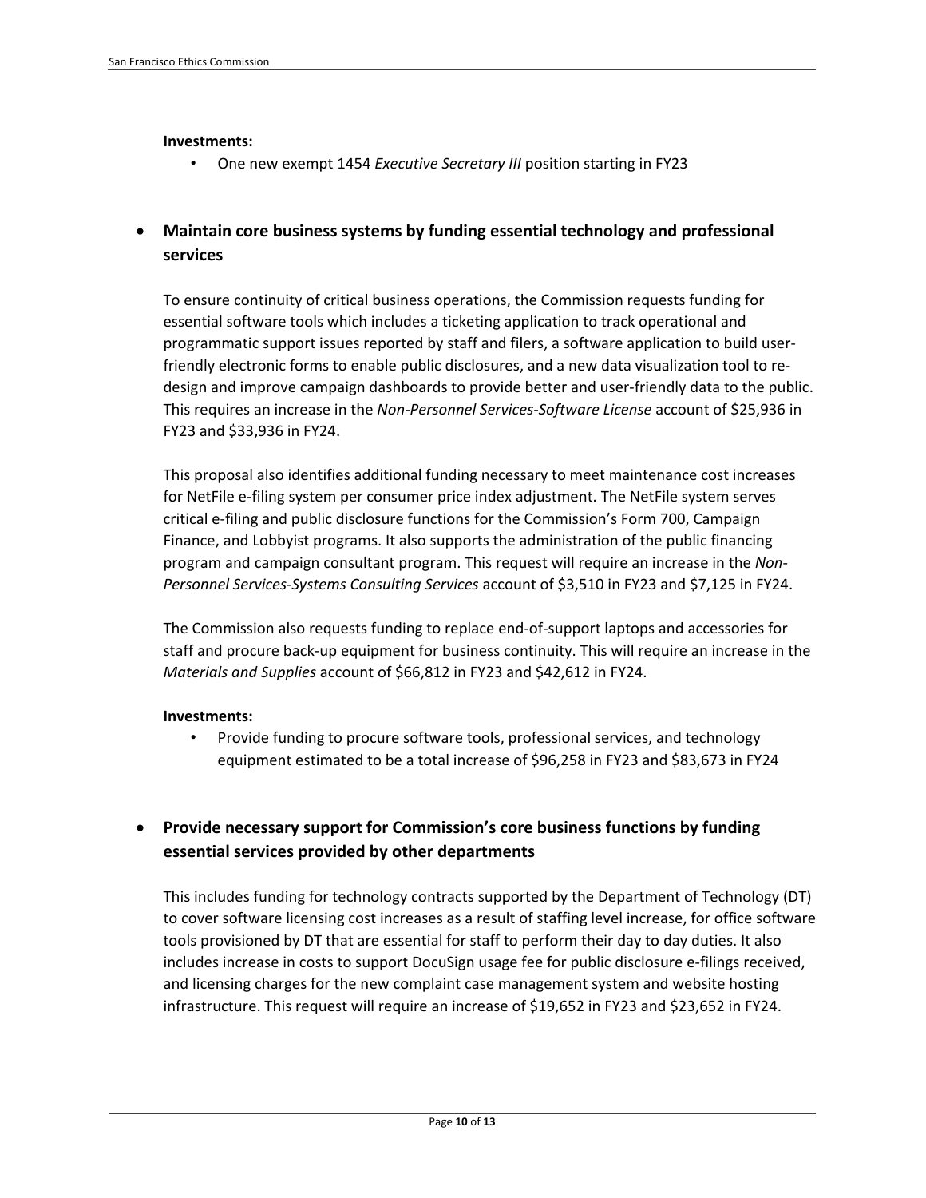**Investments:**

- One new exempt 1454 *Executive Secretary III* position starting in FY23

- **Maintain core business systems by funding essential technology and professional services**

  To ensure continuity of critical business operations, the Commission requests funding for essential software tools which includes a ticketing application to track operational and programmatic support issues reported by staff and filers, a software application to build user-friendly electronic forms to enable public disclosures, and a new data visualization tool to re-design and improve campaign dashboards to provide better and user-friendly data to the public. This requires an increase in the *Non-Personnel Services-Software License* account of $25,936 in FY23 and $33,936 in FY24.

  This proposal also identifies additional funding necessary to meet maintenance cost increases for NetFile e-filing system per consumer price index adjustment. The NetFile system serves critical e-filing and public disclosure functions for the Commission's Form 700, Campaign Finance, and Lobbyist programs. It also supports the administration of the public financing program and campaign consultant program. This request will require an increase in the *Non-Personnel Services-Systems Consulting Services* account of $3,510 in FY23 and $7,125 in FY24.

  The Commission also requests funding to replace end-of-support laptops and accessories for staff and procure back-up equipment for business continuity. This will require an increase in the *Materials and Supplies* account of $66,812 in FY23 and $42,612 in FY24.

  **Investments:**

  - Provide funding to procure software tools, professional services, and technology equipment estimated to be a total increase of $96,258 in FY23 and $83,673 in FY24

- **Provide necessary support for Commission's core business functions by funding essential services provided by other departments**

  This includes funding for technology contracts supported by the Department of Technology (DT) to cover software licensing cost increases as a result of staffing level increase, for office software tools provisioned by DT that are essential for staff to perform their day to day duties. It also includes increase in costs to support DocuSign usage fee for public disclosure e-filings received, and licensing charges for the new complaint case management system and website hosting infrastructure. This request will require an increase of $19,652 in FY23 and $23,652 in FY24.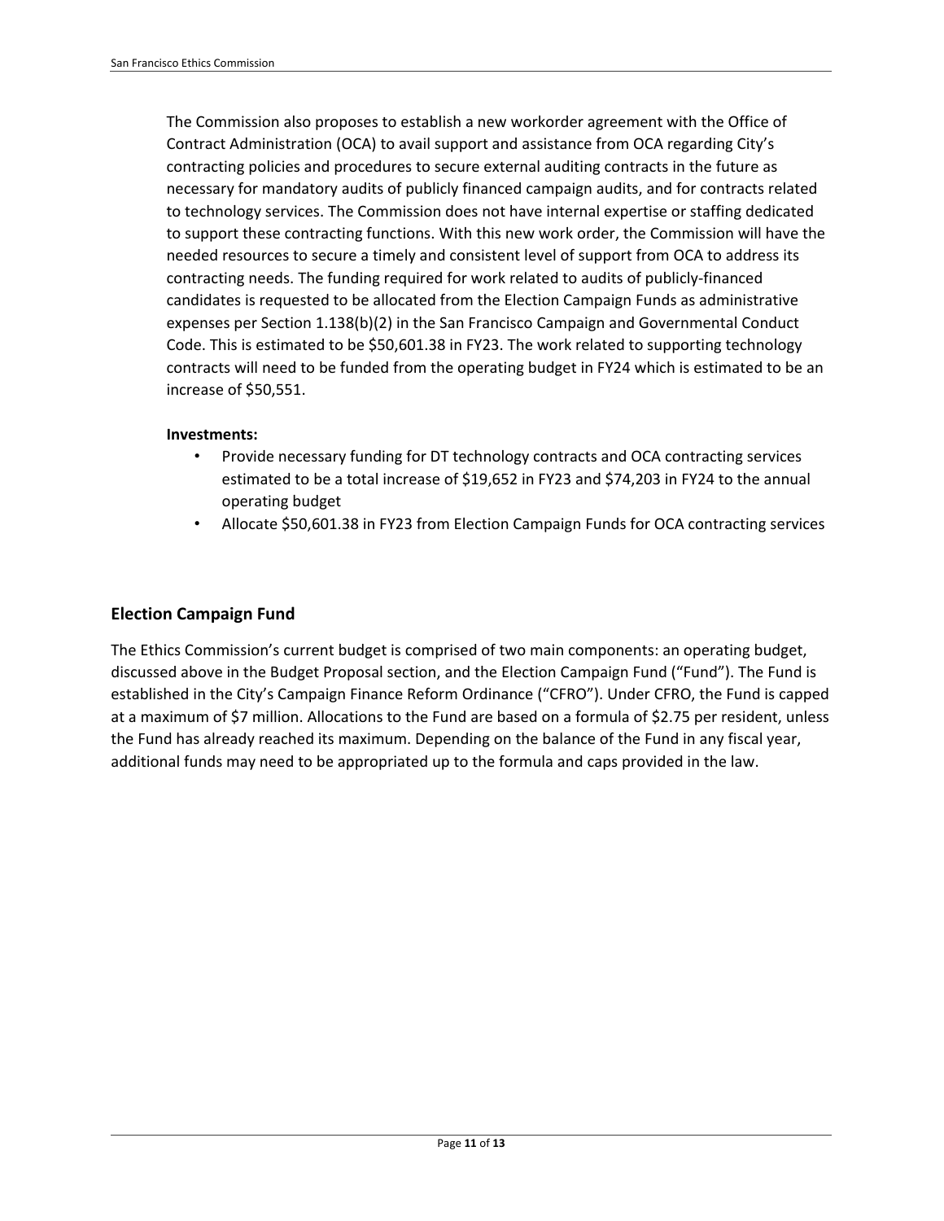The Commission also proposes to establish a new workorder agreement with the Office of Contract Administration (OCA) to avail support and assistance from OCA regarding City's contracting policies and procedures to secure external auditing contracts in the future as necessary for mandatory audits of publicly financed campaign audits, and for contracts related to technology services. The Commission does not have internal expertise or staffing dedicated to support these contracting functions. With this new work order, the Commission will have the needed resources to secure a timely and consistent level of support from OCA to address its contracting needs. The funding required for work related to audits of publicly-financed candidates is requested to be allocated from the Election Campaign Funds as administrative expenses per Section 1.138(b)(2) in the San Francisco Campaign and Governmental Conduct Code. This is estimated to be $50,601.38 in FY23. The work related to supporting technology contracts will need to be funded from the operating budget in FY24 which is estimated to be an increase of $50,551.

**Investments:**

- Provide necessary funding for DT technology contracts and OCA contracting services estimated to be a total increase of $19,652 in FY23 and $74,203 in FY24 to the annual operating budget
- Allocate $50,601.38 in FY23 from Election Campaign Funds for OCA contracting services

## Election Campaign Fund

The Ethics Commission's current budget is comprised of two main components: an operating budget, discussed above in the Budget Proposal section, and the Election Campaign Fund ("Fund"). The Fund is established in the City's Campaign Finance Reform Ordinance ("CFRO"). Under CFRO, the Fund is capped at a maximum of $7 million. Allocations to the Fund are based on a formula of $2.75 per resident, unless the Fund has already reached its maximum. Depending on the balance of the Fund in any fiscal year, additional funds may need to be appropriated up to the formula and caps provided in the law.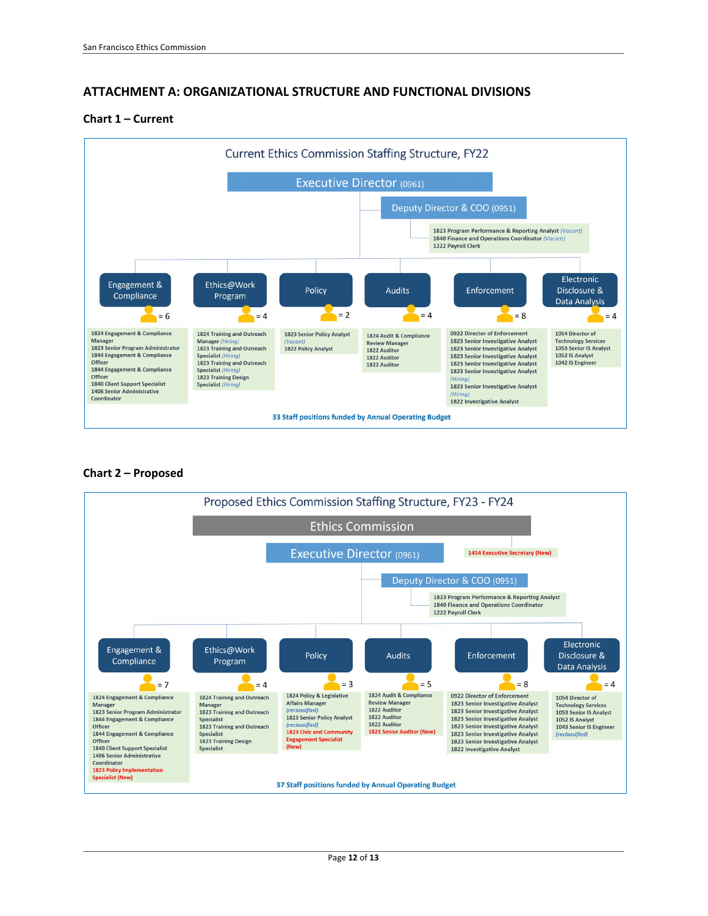## ATTACHMENT A: ORGANIZATIONAL STRUCTURE AND FUNCTIONAL DIVISIONS

### Chart 1 – Current

**Current Ethics Commission Staffing Structure, FY22**

**Executive Director** (0961)

**Deputy Director & COO** (0951)

- 1823 Program Performance & Reporting Analyst *(Vacant)*
- 1840 Finance and Operations Coordinator *(Vacant)*
- 1222 Payroll Clerk

**Engagement & Compliance** = 6

- 1824 Engagement & Compliance Manager
- 1823 Senior Program Administrator
- 1844 Engagement & Compliance Officer
- 1844 Engagement & Compliance Officer
- 1840 Client Support Specialist
- 1406 Senior Administrative Coordinator

**Ethics@Work Program** = 4

- 1824 Training and Outreach Manager *(Hiring)*
- 1823 Training and Outreach Specialist *(Hiring)*
- 1823 Training and Outreach Specialist *(Hiring)*
- 1823 Training Design Specialist *(Hiring)*

**Policy** = 2

- 1823 Senior Policy Analyst *(Vacant)*
- 1822 Policy Analyst

**Audits** = 4

- 1824 Audit & Compliance Review Manager
- 1822 Auditor
- 1822 Auditor
- 1822 Auditor

**Enforcement** = 8

- 0922 Director of Enforcement
- 1823 Senior Investigative Analyst
- 1823 Senior Investigative Analyst
- 1823 Senior Investigative Analyst
- 1823 Senior Investigative Analyst
- 1823 Senior Investigative Analyst *(Hiring)*
- 1823 Senior Investigative Analyst *(Hiring)*
- 1822 Investigative Analyst

**Electronic Disclosure & Data Analysis** = 4

- 1054 Director of Technology Services
- 1053 Senior IS Analyst
- 1052 IS Analyst
- 1042 IS Engineer

**33 Staff positions funded by Annual Operating Budget**

### Chart 2 – Proposed

**Proposed Ethics Commission Staffing Structure, FY23 - FY24**

**Ethics Commission**

**Executive Director** (0961)

- 1454 Executive Secretary (New)

**Deputy Director & COO** (0951)

- 1823 Program Performance & Reporting Analyst
- 1840 Finance and Operations Coordinator
- 1222 Payroll Clerk

**Engagement & Compliance** = 7

- 1824 Engagement & Compliance Manager
- 1823 Senior Program Administrator
- 1844 Engagement & Compliance Officer
- 1844 Engagement & Compliance Officer
- 1840 Client Support Specialist
- 1406 Senior Administrative Coordinator
- 1823 Policy Implementation Specialist (New)

**Ethics@Work Program** = 4

- 1824 Training and Outreach Manager
- 1823 Training and Outreach Specialist
- 1823 Training and Outreach Specialist
- 1823 Training Design Specialist

**Policy** = 3

- 1824 Policy & Legislative Affairs Manager *(reclassified)*
- 1823 Senior Policy Analyst *(reclassified)*
- 1823 Civic and Community Engagement Specialist (New)

**Audits** = 5

- 1824 Audit & Compliance Review Manager
- 1822 Auditor
- 1822 Auditor
- 1822 Auditor
- 1823 Senior Auditor (New)

**Enforcement** = 8

- 0922 Director of Enforcement
- 1823 Senior Investigative Analyst
- 1823 Senior Investigative Analyst
- 1823 Senior Investigative Analyst
- 1823 Senior Investigative Analyst
- 1823 Senior Investigative Analyst
- 1823 Senior Investigative Analyst
- 1822 Investigative Analyst

**Electronic Disclosure & Data Analysis** = 4

- 1054 Director of Technology Services
- 1053 Senior IS Analyst
- 1052 IS Analyst
- 1043 Senior IS Engineer *(reclassified)*

**37 Staff positions funded by Annual Operating Budget**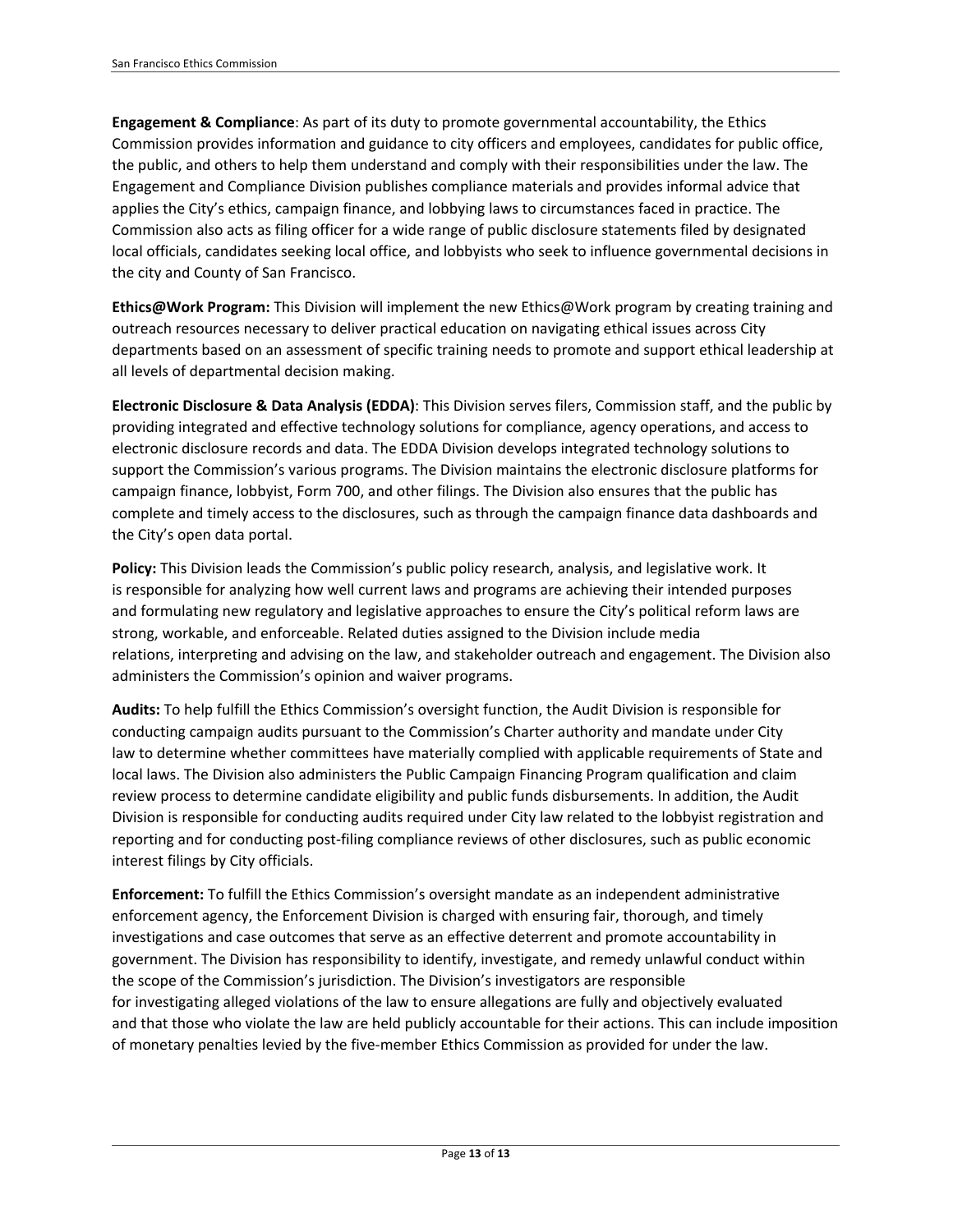**Engagement & Compliance**: As part of its duty to promote governmental accountability, the Ethics Commission provides information and guidance to city officers and employees, candidates for public office, the public, and others to help them understand and comply with their responsibilities under the law. The Engagement and Compliance Division publishes compliance materials and provides informal advice that applies the City's ethics, campaign finance, and lobbying laws to circumstances faced in practice. The Commission also acts as filing officer for a wide range of public disclosure statements filed by designated local officials, candidates seeking local office, and lobbyists who seek to influence governmental decisions in the city and County of San Francisco.

**Ethics@Work Program:** This Division will implement the new Ethics@Work program by creating training and outreach resources necessary to deliver practical education on navigating ethical issues across City departments based on an assessment of specific training needs to promote and support ethical leadership at all levels of departmental decision making.

**Electronic Disclosure & Data Analysis (EDDA)**: This Division serves filers, Commission staff, and the public by providing integrated and effective technology solutions for compliance, agency operations, and access to electronic disclosure records and data. The EDDA Division develops integrated technology solutions to support the Commission's various programs. The Division maintains the electronic disclosure platforms for campaign finance, lobbyist, Form 700, and other filings. The Division also ensures that the public has complete and timely access to the disclosures, such as through the campaign finance data dashboards and the City's open data portal.

**Policy:** This Division leads the Commission's public policy research, analysis, and legislative work. It is responsible for analyzing how well current laws and programs are achieving their intended purposes and formulating new regulatory and legislative approaches to ensure the City's political reform laws are strong, workable, and enforceable. Related duties assigned to the Division include media relations, interpreting and advising on the law, and stakeholder outreach and engagement. The Division also administers the Commission's opinion and waiver programs.

**Audits:** To help fulfill the Ethics Commission's oversight function, the Audit Division is responsible for conducting campaign audits pursuant to the Commission's Charter authority and mandate under City law to determine whether committees have materially complied with applicable requirements of State and local laws. The Division also administers the Public Campaign Financing Program qualification and claim review process to determine candidate eligibility and public funds disbursements. In addition, the Audit Division is responsible for conducting audits required under City law related to the lobbyist registration and reporting and for conducting post-filing compliance reviews of other disclosures, such as public economic interest filings by City officials.

**Enforcement:** To fulfill the Ethics Commission's oversight mandate as an independent administrative enforcement agency, the Enforcement Division is charged with ensuring fair, thorough, and timely investigations and case outcomes that serve as an effective deterrent and promote accountability in government. The Division has responsibility to identify, investigate, and remedy unlawful conduct within the scope of the Commission's jurisdiction. The Division's investigators are responsible for investigating alleged violations of the law to ensure allegations are fully and objectively evaluated and that those who violate the law are held publicly accountable for their actions. This can include imposition of monetary penalties levied by the five-member Ethics Commission as provided for under the law.